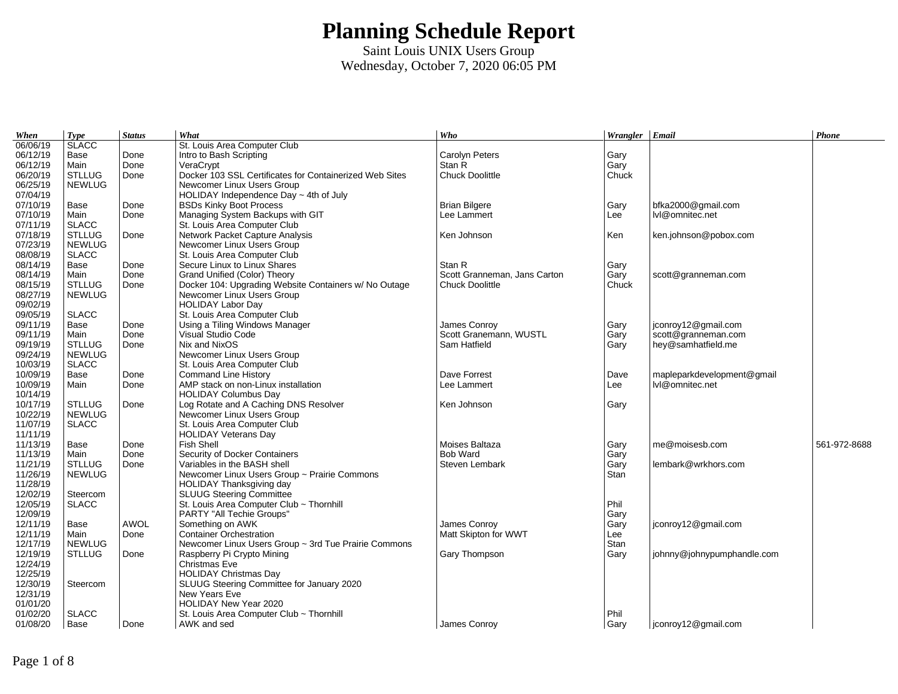# Planning Schedule Report

Saint Louis UNIX Users Group
Wednesday, October 7, 2020 06:05 PM

| When | Type | Status | What | Who | Wrangler | Email | Phone |
|---|---|---|---|---|---|---|---|
| 06/06/19 | SLACC | | St. Louis Area Computer Club | | | | |
| 06/12/19 | Base | Done | Intro to Bash Scripting | Carolyn Peters | Gary | | |
| 06/12/19 | Main | Done | VeraCrypt | Stan R | Gary | | |
| 06/20/19 | STLLUG | Done | Docker 103 SSL Certificates for Containerized Web Sites | Chuck Doolittle | Chuck | | |
| 06/25/19 | NEWLUG | | Newcomer Linux Users Group | | | | |
| 07/04/19 | | | HOLIDAY Independence Day ~ 4th of July | | | | |
| 07/10/19 | Base | Done | BSDs Kinky Boot Process | Brian Bilgere | Gary | bfka2000@gmail.com | |
| 07/10/19 | Main | Done | Managing System Backups with GIT | Lee Lammert | Lee | lvl@omnitec.net | |
| 07/11/19 | SLACC | | St. Louis Area Computer Club | | | | |
| 07/18/19 | STLLUG | Done | Network Packet Capture Analysis | Ken Johnson | Ken | ken.johnson@pobox.com | |
| 07/23/19 | NEWLUG | | Newcomer Linux Users Group | | | | |
| 08/08/19 | SLACC | | St. Louis Area Computer Club | | | | |
| 08/14/19 | Base | Done | Secure Linux to Linux Shares | Stan R | Gary | | |
| 08/14/19 | Main | Done | Grand Unified (Color) Theory | Scott Granneman, Jans Carton | Gary | scott@granneman.com | |
| 08/15/19 | STLLUG | Done | Docker 104: Upgrading Website Containers w/ No Outage | Chuck Doolittle | Chuck | | |
| 08/27/19 | NEWLUG | | Newcomer Linux Users Group | | | | |
| 09/02/19 | | | HOLIDAY Labor Day | | | | |
| 09/05/19 | SLACC | | St. Louis Area Computer Club | | | | |
| 09/11/19 | Base | Done | Using a Tiling Windows Manager | James Conroy | Gary | jconroy12@gmail.com | |
| 09/11/19 | Main | Done | Visual Studio Code | Scott Granemann, WUSTL | Gary | scott@granneman.com | |
| 09/19/19 | STLLUG | Done | Nix and NixOS | Sam Hatfield | Gary | hey@samhatfield.me | |
| 09/24/19 | NEWLUG | | Newcomer Linux Users Group | | | | |
| 10/03/19 | SLACC | | St. Louis Area Computer Club | | | | |
| 10/09/19 | Base | Done | Command Line History | Dave Forrest | Dave | mapleparkdevelopment@gmail | |
| 10/09/19 | Main | Done | AMP stack on non-Linux installation | Lee Lammert | Lee | lvl@omnitec.net | |
| 10/14/19 | | | HOLIDAY Columbus Day | | | | |
| 10/17/19 | STLLUG | Done | Log Rotate and A Caching DNS Resolver | Ken Johnson | Gary | | |
| 10/22/19 | NEWLUG | | Newcomer Linux Users Group | | | | |
| 11/07/19 | SLACC | | St. Louis Area Computer Club | | | | |
| 11/11/19 | | | HOLIDAY Veterans Day | | | | |
| 11/13/19 | Base | Done | Fish Shell | Moises Baltaza | Gary | me@moisesb.com | 561-972-8688 |
| 11/13/19 | Main | Done | Security of Docker Containers | Bob Ward | Gary | | |
| 11/21/19 | STLLUG | Done | Variables in the BASH shell | Steven Lembark | Gary | lembark@wrkhors.com | |
| 11/26/19 | NEWLUG | | Newcomer Linux Users Group ~ Prairie Commons | | Stan | | |
| 11/28/19 | | | HOLIDAY Thanksgiving day | | | | |
| 12/02/19 | Steercom | | SLUUG Steering Committee | | | | |
| 12/05/19 | SLACC | | St. Louis Area Computer Club ~ Thornhill | | Phil | | |
| 12/09/19 | | | PARTY "All Techie Groups" | | Gary | | |
| 12/11/19 | Base | AWOL | Something on AWK | James Conroy | Gary | jconroy12@gmail.com | |
| 12/11/19 | Main | Done | Container Orchestration | Matt Skipton for WWT | Lee | | |
| 12/17/19 | NEWLUG | | Newcomer Linux Users Group ~ 3rd Tue Prairie Commons | | Stan | | |
| 12/19/19 | STLLUG | Done | Raspberry Pi Crypto Mining | Gary Thompson | Gary | johnny@johnypumphandle.com | |
| 12/24/19 | | | Christmas Eve | | | | |
| 12/25/19 | | | HOLIDAY Christmas Day | | | | |
| 12/30/19 | Steercom | | SLUUG Steering Committee for January 2020 | | | | |
| 12/31/19 | | | New Years Eve | | | | |
| 01/01/20 | | | HOLIDAY New Year 2020 | | | | |
| 01/02/20 | SLACC | | St. Louis Area Computer Club ~ Thornhill | | Phil | | |
| 01/08/20 | Base | Done | AWK and sed | James Conroy | Gary | jconroy12@gmail.com | |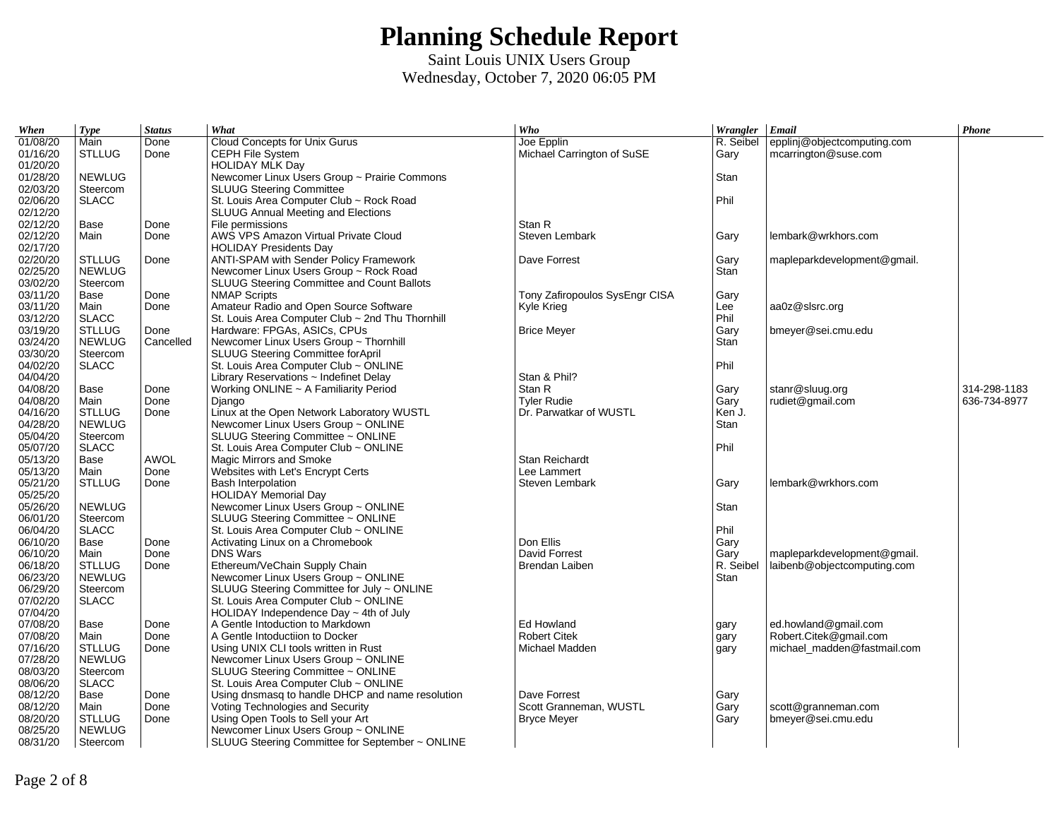# Planning Schedule Report

Saint Louis UNIX Users Group

Wednesday, October 7, 2020 06:05 PM

| When | Type | Status | What | Who | Wrangler | Email | Phone |
|---|---|---|---|---|---|---|---|
| 01/08/20 | Main | Done | Cloud Concepts for Unix Gurus | Joe Epplin | R. Seibel | epplinj@objectcomputing.com | |
| 01/16/20 | STLLUG | Done | CEPH File System | Michael Carrington of SuSE | Gary | mcarrington@suse.com | |
| 01/20/20 | | | HOLIDAY MLK Day | | | | |
| 01/28/20 | NEWLUG | | Newcomer Linux Users Group ~ Prairie Commons | | Stan | | |
| 02/03/20 | Steercom | | SLUUG Steering Committee | | | | |
| 02/06/20 | SLACC | | St. Louis Area Computer Club ~ Rock Road | | Phil | | |
| 02/12/20 | | | SLUUG Annual Meeting and Elections | | | | |
| 02/12/20 | Base | Done | File permissions | Stan R | | | |
| 02/12/20 | Main | Done | AWS VPS Amazon Virtual Private Cloud | Steven Lembark | Gary | lembark@wrkhors.com | |
| 02/17/20 | | | HOLIDAY Presidents Day | | | | |
| 02/20/20 | STLLUG | Done | ANTI-SPAM with Sender Policy Framework | Dave Forrest | Gary | mapleparkdevelopment@gmail. | |
| 02/25/20 | NEWLUG | | Newcomer Linux Users Group ~ Rock Road | | Stan | | |
| 03/02/20 | Steercom | | SLUUG Steering Committee and Count Ballots | | | | |
| 03/11/20 | Base | Done | NMAP Scripts | Tony Zafiropoulos SysEngr CISA | Gary | | |
| 03/11/20 | Main | Done | Amateur Radio and Open Source Software | Kyle Krieg | Lee | aa0z@slsrc.org | |
| 03/12/20 | SLACC | | St. Louis Area Computer Club ~ 2nd Thu Thornhill | | Phil | | |
| 03/19/20 | STLLUG | Done | Hardware: FPGAs, ASICs, CPUs | Brice Meyer | Gary | bmeyer@sei.cmu.edu | |
| 03/24/20 | NEWLUG | Cancelled | Newcomer Linux Users Group ~ Thornhill | | Stan | | |
| 03/30/20 | Steercom | | SLUUG Steering Committee forApril | | | | |
| 04/02/20 | SLACC | | St. Louis Area Computer Club ~ ONLINE | | Phil | | |
| 04/04/20 | | | Library Reservations ~ Indefinet Delay | Stan & Phil? | | | |
| 04/08/20 | Base | Done | Working ONLINE ~ A Familiarity Period | Stan R | Gary | stanr@sluug.org | 314-298-1183 |
| 04/08/20 | Main | Done | Django | Tyler Rudie | Gary | rudiet@gmail.com | 636-734-8977 |
| 04/16/20 | STLLUG | Done | Linux at the Open Network Laboratory WUSTL | Dr. Parwatkar of WUSTL | Ken J. | | |
| 04/28/20 | NEWLUG | | Newcomer Linux Users Group ~ ONLINE | | Stan | | |
| 05/04/20 | Steercom | | SLUUG Steering Committee ~ ONLINE | | | | |
| 05/07/20 | SLACC | | St. Louis Area Computer Club ~ ONLINE | | Phil | | |
| 05/13/20 | Base | AWOL | Magic Mirrors and Smoke | Stan Reichardt | | | |
| 05/13/20 | Main | Done | Websites with Let's Encrypt Certs | Lee Lammert | | | |
| 05/21/20 | STLLUG | Done | Bash Interpolation | Steven Lembark | Gary | lembark@wrkhors.com | |
| 05/25/20 | | | HOLIDAY Memorial Day | | | | |
| 05/26/20 | NEWLUG | | Newcomer Linux Users Group ~ ONLINE | | Stan | | |
| 06/01/20 | Steercom | | SLUUG Steering Committee ~ ONLINE | | | | |
| 06/04/20 | SLACC | | St. Louis Area Computer Club ~ ONLINE | | Phil | | |
| 06/10/20 | Base | Done | Activating Linux on a Chromebook | Don Ellis | Gary | | |
| 06/10/20 | Main | Done | DNS Wars | David Forrest | Gary | mapleparkdevelopment@gmail. | |
| 06/18/20 | STLLUG | Done | Ethereum/VeChain Supply Chain | Brendan Laiben | R. Seibel | laibenb@objectcomputing.com | |
| 06/23/20 | NEWLUG | | Newcomer Linux Users Group ~ ONLINE | | Stan | | |
| 06/29/20 | Steercom | | SLUUG Steering Committee for July ~ ONLINE | | | | |
| 07/02/20 | SLACC | | St. Louis Area Computer Club ~ ONLINE | | | | |
| 07/04/20 | | | HOLIDAY Independence Day ~ 4th of July | | | | |
| 07/08/20 | Base | Done | A Gentle Intoduction to Markdown | Ed Howland | gary | ed.howland@gmail.com | |
| 07/08/20 | Main | Done | A Gentle Intoductiion to Docker | Robert Citek | gary | Robert.Citek@gmail.com | |
| 07/16/20 | STLLUG | Done | Using UNIX CLI tools written in Rust | Michael Madden | gary | michael_madden@fastmail.com | |
| 07/28/20 | NEWLUG | | Newcomer Linux Users Group ~ ONLINE | | | | |
| 08/03/20 | Steercom | | SLUUG Steering Committee ~ ONLINE | | | | |
| 08/06/20 | SLACC | | St. Louis Area Computer Club ~ ONLINE | | | | |
| 08/12/20 | Base | Done | Using dnsmasq to handle DHCP and name resolution | Dave Forrest | Gary | | |
| 08/12/20 | Main | Done | Voting Technologies and Security | Scott Granneman, WUSTL | Gary | scott@granneman.com | |
| 08/20/20 | STLLUG | Done | Using Open Tools to Sell your Art | Bryce Meyer | Gary | bmeyer@sei.cmu.edu | |
| 08/25/20 | NEWLUG | | Newcomer Linux Users Group ~ ONLINE | | | | |
| 08/31/20 | Steercom | | SLUUG Steering Committee for September ~ ONLINE | | | | |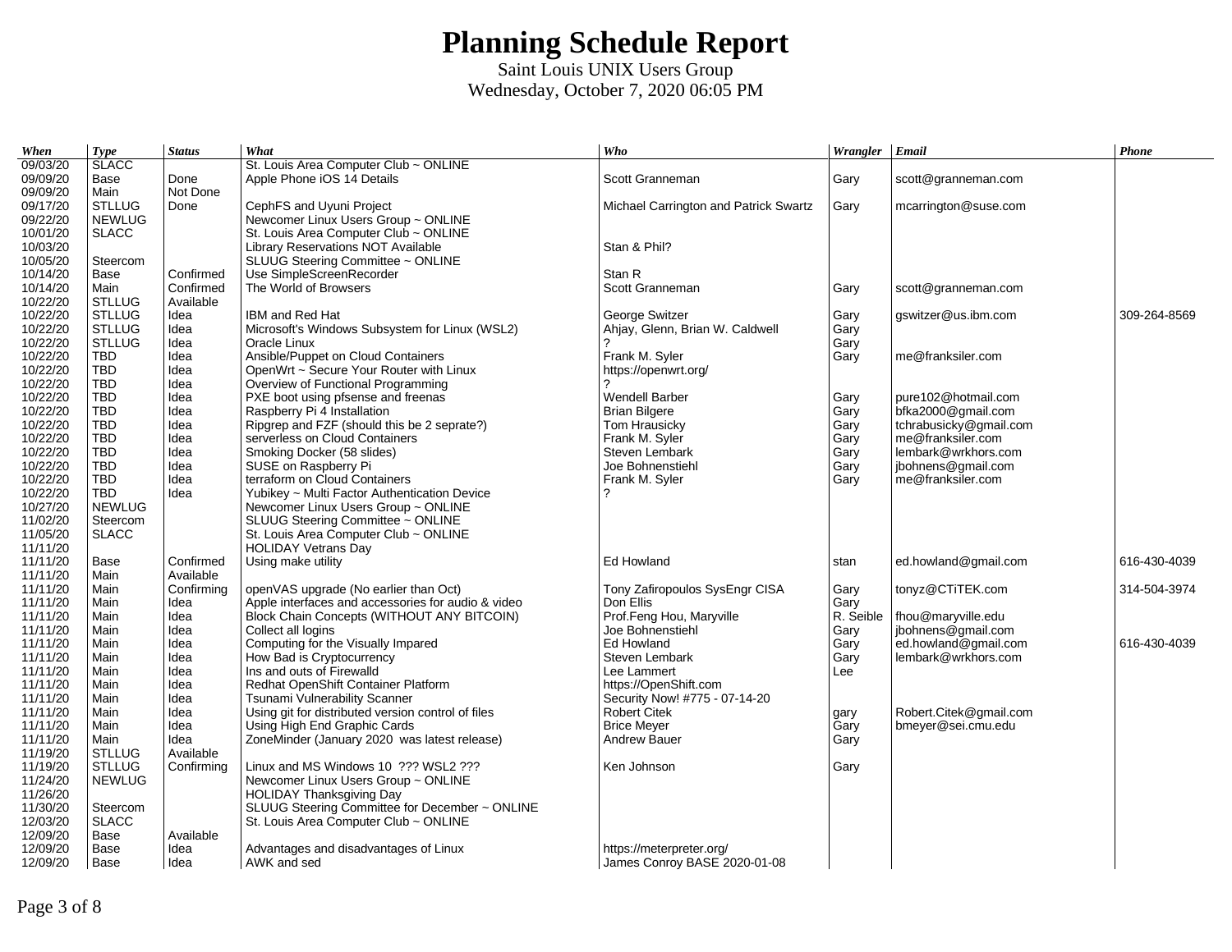# Planning Schedule Report

Saint Louis UNIX Users Group

Wednesday, October 7, 2020 06:05 PM

| *When* | *Type* | *Status* | *What* | *Who* | *Wrangler* | *Email* | *Phone* |
|---|---|---|---|---|---|---|---|
| 09/03/20 | SLACC | | St. Louis Area Computer Club ~ ONLINE | | | | |
| 09/09/20 | Base | Done | Apple Phone iOS 14 Details | Scott Granneman | Gary | scott@granneman.com | |
| 09/09/20 | Main | Not Done | | | | | |
| 09/17/20 | STLLUG | Done | CephFS and Uyuni Project | Michael Carrington and Patrick Swartz | Gary | mcarrington@suse.com | |
| 09/22/20 | NEWLUG | | Newcomer Linux Users Group ~ ONLINE | | | | |
| 10/01/20 | SLACC | | St. Louis Area Computer Club ~ ONLINE | | | | |
| 10/03/20 | | | Library Reservations NOT Available | Stan & Phil? | | | |
| 10/05/20 | Steercom | | SLUUG Steering Committee ~ ONLINE | | | | |
| 10/14/20 | Base | Confirmed | Use SimpleScreenRecorder | Stan R | | | |
| 10/14/20 | Main | Confirmed | The World of Browsers | Scott Granneman | Gary | scott@granneman.com | |
| 10/22/20 | STLLUG | Available | | | | | |
| 10/22/20 | STLLUG | Idea | IBM and Red Hat | George Switzer | Gary | gswitzer@us.ibm.com | 309-264-8569 |
| 10/22/20 | STLLUG | Idea | Microsoft's Windows Subsystem for Linux (WSL2) | Ahjay, Glenn, Brian W. Caldwell | Gary | | |
| 10/22/20 | STLLUG | Idea | Oracle Linux | ? | Gary | | |
| 10/22/20 | TBD | Idea | Ansible/Puppet on Cloud Containers | Frank M. Syler | Gary | me@franksiler.com | |
| 10/22/20 | TBD | Idea | OpenWrt ~ Secure Your Router with Linux | https://openwrt.org/ | | | |
| 10/22/20 | TBD | Idea | Overview of Functional Programming | ? | | | |
| 10/22/20 | TBD | Idea | PXE boot using pfsense and freenas | Wendell Barber | Gary | pure102@hotmail.com | |
| 10/22/20 | TBD | Idea | Raspberry Pi 4 Installation | Brian Bilgere | Gary | bfka2000@gmail.com | |
| 10/22/20 | TBD | Idea | Ripgrep and FZF (should this be 2 seprate?) | Tom Hrausicky | Gary | tchrabusicky@gmail.com | |
| 10/22/20 | TBD | Idea | serverless on Cloud Containers | Frank M. Syler | Gary | me@franksiler.com | |
| 10/22/20 | TBD | Idea | Smoking Docker (58 slides) | Steven Lembark | Gary | lembark@wrkhors.com | |
| 10/22/20 | TBD | Idea | SUSE on Raspberry Pi | Joe Bohnenstiehl | Gary | jbohnens@gmail.com | |
| 10/22/20 | TBD | Idea | terraform on Cloud Containers | Frank M. Syler | Gary | me@franksiler.com | |
| 10/22/20 | TBD | Idea | Yubikey ~ Multi Factor Authentication Device | ? | | | |
| 10/27/20 | NEWLUG | | Newcomer Linux Users Group ~ ONLINE | | | | |
| 11/02/20 | Steercom | | SLUUG Steering Committee ~ ONLINE | | | | |
| 11/05/20 | SLACC | | St. Louis Area Computer Club ~ ONLINE | | | | |
| 11/11/20 | | | HOLIDAY Vetrans Day | | | | |
| 11/11/20 | Base | Confirmed | Using make utility | Ed Howland | stan | ed.howland@gmail.com | 616-430-4039 |
| 11/11/20 | Main | Available | | | | | |
| 11/11/20 | Main | Confirming | openVAS upgrade (No earlier than Oct) | Tony Zafiropoulos SysEngr CISA | Gary | tonyz@CTiTEK.com | 314-504-3974 |
| 11/11/20 | Main | Idea | Apple interfaces and accessories for audio & video | Don Ellis | Gary | | |
| 11/11/20 | Main | Idea | Block Chain Concepts (WITHOUT ANY BITCOIN) | Prof.Feng Hou, Maryville | R. Seible | fhou@maryville.edu | |
| 11/11/20 | Main | Idea | Collect all logins | Joe Bohnenstiehl | Gary | jbohnens@gmail.com | |
| 11/11/20 | Main | Idea | Computing for the Visually Impared | Ed Howland | Gary | ed.howland@gmail.com | 616-430-4039 |
| 11/11/20 | Main | Idea | How Bad is Cryptocurrency | Steven Lembark | Gary | lembark@wrkhors.com | |
| 11/11/20 | Main | Idea | Ins and outs of Firewalld | Lee Lammert | Lee | | |
| 11/11/20 | Main | Idea | Redhat OpenShift Container Platform | https://OpenShift.com | | | |
| 11/11/20 | Main | Idea | Tsunami Vulnerability Scanner | Security Now! #775 - 07-14-20 | | | |
| 11/11/20 | Main | Idea | Using git for distributed version control of files | Robert Citek | gary | Robert.Citek@gmail.com | |
| 11/11/20 | Main | Idea | Using High End Graphic Cards | Brice Meyer | Gary | bmeyer@sei.cmu.edu | |
| 11/11/20 | Main | Idea | ZoneMinder (January 2020 was latest release) | Andrew Bauer | Gary | | |
| 11/19/20 | STLLUG | Available | | | | | |
| 11/19/20 | STLLUG | Confirming | Linux and MS Windows 10 ??? WSL2 ??? | Ken Johnson | Gary | | |
| 11/24/20 | NEWLUG | | Newcomer Linux Users Group ~ ONLINE | | | | |
| 11/26/20 | | | HOLIDAY Thanksgiving Day | | | | |
| 11/30/20 | Steercom | | SLUUG Steering Committee for December ~ ONLINE | | | | |
| 12/03/20 | SLACC | | St. Louis Area Computer Club ~ ONLINE | | | | |
| 12/09/20 | Base | Available | | | | | |
| 12/09/20 | Base | Idea | Advantages and disadvantages of Linux | https://meterpreter.org/ | | | |
| 12/09/20 | Base | Idea | AWK and sed | James Conroy BASE 2020-01-08 | | | |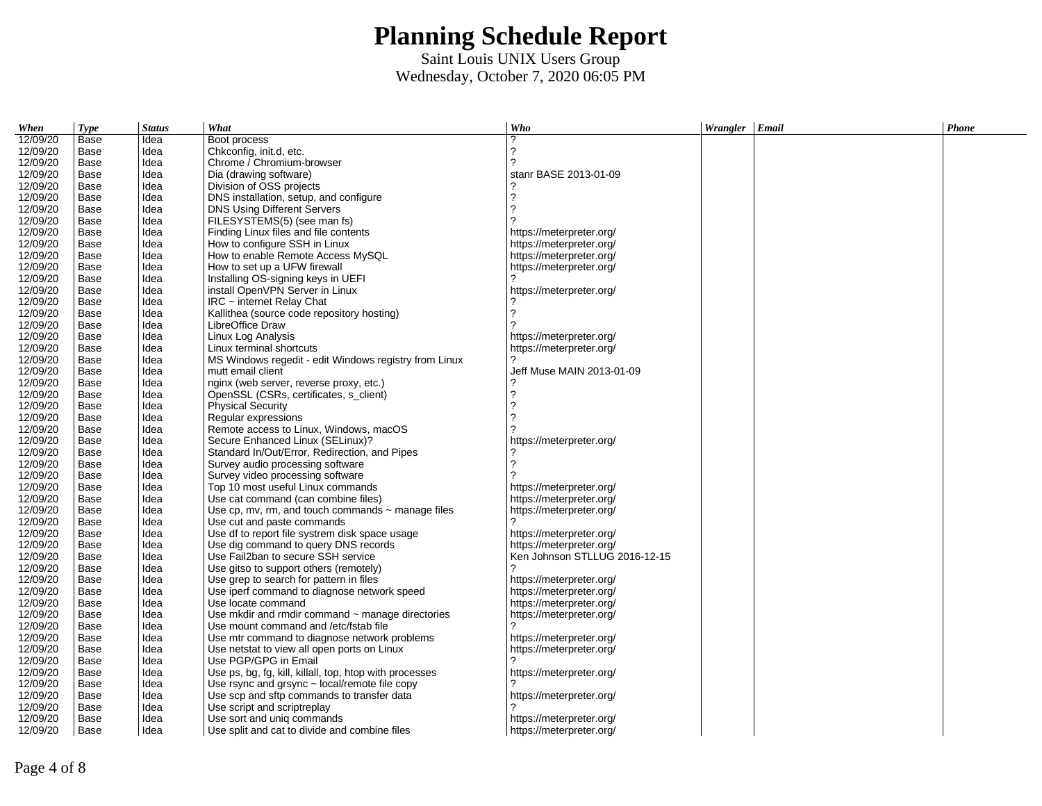# Planning Schedule Report

Saint Louis UNIX Users Group
Wednesday, October 7, 2020 06:05 PM

| *When* | *Type* | *Status* | *What* | *Who* | *Wrangler* | *Email* | *Phone* |
|---|---|---|---|---|---|---|---|
| 12/09/20 | Base | Idea | Boot process | ? | | | |
| 12/09/20 | Base | Idea | Chkconfig, init.d, etc. | ? | | | |
| 12/09/20 | Base | Idea | Chrome / Chromium-browser | ? | | | |
| 12/09/20 | Base | Idea | Dia (drawing software) | stanr BASE 2013-01-09 | | | |
| 12/09/20 | Base | Idea | Division of OSS projects | ? | | | |
| 12/09/20 | Base | Idea | DNS installation, setup, and configure | ? | | | |
| 12/09/20 | Base | Idea | DNS Using Different Servers | ? | | | |
| 12/09/20 | Base | Idea | FILESYSTEMS(5) (see man fs) | ? | | | |
| 12/09/20 | Base | Idea | Finding Linux files and file contents | https://meterpreter.org/ | | | |
| 12/09/20 | Base | Idea | How to configure SSH in Linux | https://meterpreter.org/ | | | |
| 12/09/20 | Base | Idea | How to enable Remote Access MySQL | https://meterpreter.org/ | | | |
| 12/09/20 | Base | Idea | How to set up a UFW firewall | https://meterpreter.org/ | | | |
| 12/09/20 | Base | Idea | Installing OS-signing keys in UEFI | ? | | | |
| 12/09/20 | Base | Idea | install OpenVPN Server in Linux | https://meterpreter.org/ | | | |
| 12/09/20 | Base | Idea | IRC ~ internet Relay Chat | ? | | | |
| 12/09/20 | Base | Idea | Kallithea (source code repository hosting) | ? | | | |
| 12/09/20 | Base | Idea | LibreOffice Draw | ? | | | |
| 12/09/20 | Base | Idea | Linux Log Analysis | https://meterpreter.org/ | | | |
| 12/09/20 | Base | Idea | Linux terminal shortcuts | https://meterpreter.org/ | | | |
| 12/09/20 | Base | Idea | MS Windows regedit - edit Windows registry from Linux | ? | | | |
| 12/09/20 | Base | Idea | mutt email client | Jeff Muse MAIN 2013-01-09 | | | |
| 12/09/20 | Base | Idea | nginx (web server, reverse proxy, etc.) | ? | | | |
| 12/09/20 | Base | Idea | OpenSSL (CSRs, certificates, s_client) | ? | | | |
| 12/09/20 | Base | Idea | Physical Security | ? | | | |
| 12/09/20 | Base | Idea | Regular expressions | ? | | | |
| 12/09/20 | Base | Idea | Remote access to Linux, Windows, macOS | ? | | | |
| 12/09/20 | Base | Idea | Secure Enhanced Linux (SELinux)? | https://meterpreter.org/ | | | |
| 12/09/20 | Base | Idea | Standard In/Out/Error, Redirection, and Pipes | ? | | | |
| 12/09/20 | Base | Idea | Survey audio processing software | ? | | | |
| 12/09/20 | Base | Idea | Survey video processing software | ? | | | |
| 12/09/20 | Base | Idea | Top 10 most useful Linux commands | https://meterpreter.org/ | | | |
| 12/09/20 | Base | Idea | Use cat command (can combine files) | https://meterpreter.org/ | | | |
| 12/09/20 | Base | Idea | Use cp, mv, rm, and touch commands ~ manage files | https://meterpreter.org/ | | | |
| 12/09/20 | Base | Idea | Use cut and paste commands | ? | | | |
| 12/09/20 | Base | Idea | Use df to report file systrem disk space usage | https://meterpreter.org/ | | | |
| 12/09/20 | Base | Idea | Use dig command to query DNS records | https://meterpreter.org/ | | | |
| 12/09/20 | Base | Idea | Use Fail2ban to secure SSH service | Ken Johnson STLLUG 2016-12-15 | | | |
| 12/09/20 | Base | Idea | Use gitso to support others (remotely) | ? | | | |
| 12/09/20 | Base | Idea | Use grep to search for pattern in files | https://meterpreter.org/ | | | |
| 12/09/20 | Base | Idea | Use iperf command to diagnose network speed | https://meterpreter.org/ | | | |
| 12/09/20 | Base | Idea | Use locate command | https://meterpreter.org/ | | | |
| 12/09/20 | Base | Idea | Use mkdir and rmdir command ~ manage directories | https://meterpreter.org/ | | | |
| 12/09/20 | Base | Idea | Use mount command and /etc/fstab file | ? | | | |
| 12/09/20 | Base | Idea | Use mtr command to diagnose network problems | https://meterpreter.org/ | | | |
| 12/09/20 | Base | Idea | Use netstat to view all open ports on Linux | https://meterpreter.org/ | | | |
| 12/09/20 | Base | Idea | Use PGP/GPG in Email | ? | | | |
| 12/09/20 | Base | Idea | Use ps, bg, fg, kill, killall, top, htop with processes | https://meterpreter.org/ | | | |
| 12/09/20 | Base | Idea | Use rsync and grsync ~ local/remote file copy | ? | | | |
| 12/09/20 | Base | Idea | Use scp and sftp commands to transfer data | https://meterpreter.org/ | | | |
| 12/09/20 | Base | Idea | Use script and scriptreplay | ? | | | |
| 12/09/20 | Base | Idea | Use sort and uniq commands | https://meterpreter.org/ | | | |
| 12/09/20 | Base | Idea | Use split and cat to divide and combine files | https://meterpreter.org/ | | | |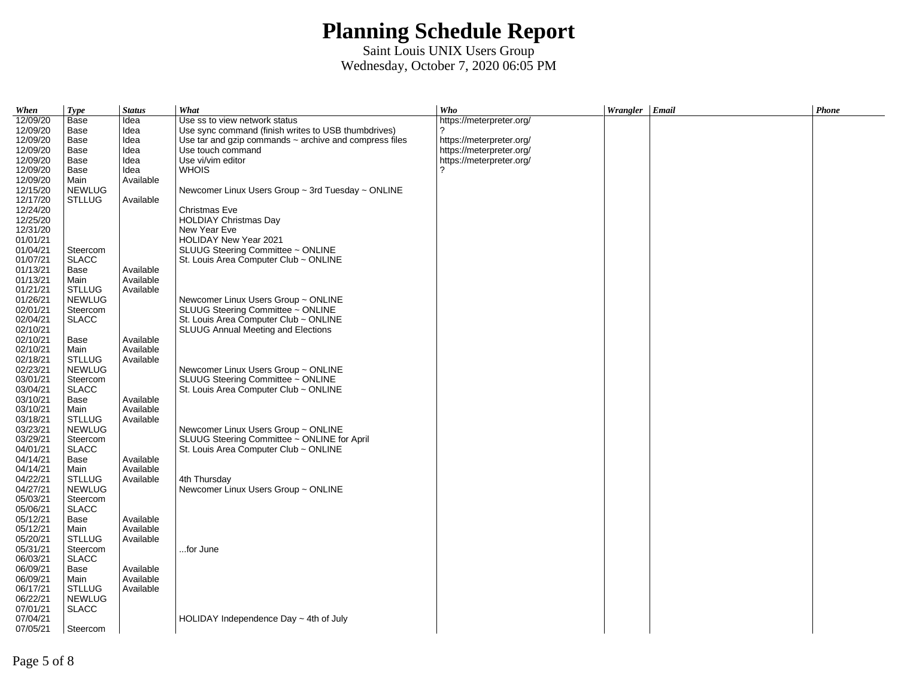# Planning Schedule Report

Saint Louis UNIX Users Group

Wednesday, October 7, 2020 06:05 PM

| When | Type | Status | What | Who | Wrangler | Email | Phone |
|---|---|---|---|---|---|---|---|
| 12/09/20 | Base | Idea | Use ss to view network status | https://meterpreter.org/ | | | |
| 12/09/20 | Base | Idea | Use sync command (finish writes to USB thumbdrives) | ? | | | |
| 12/09/20 | Base | Idea | Use tar and gzip commands ~ archive and compress files | https://meterpreter.org/ | | | |
| 12/09/20 | Base | Idea | Use touch command | https://meterpreter.org/ | | | |
| 12/09/20 | Base | Idea | Use vi/vim editor | https://meterpreter.org/ | | | |
| 12/09/20 | Base | Idea | WHOIS | ? | | | |
| 12/09/20 | Main | Available | | | | | |
| 12/15/20 | NEWLUG | | Newcomer Linux Users Group ~ 3rd Tuesday ~ ONLINE | | | | |
| 12/17/20 | STLLUG | Available | | | | | |
| 12/24/20 | | | Christmas Eve | | | | |
| 12/25/20 | | | HOLDIAY Christmas Day | | | | |
| 12/31/20 | | | New Year Eve | | | | |
| 01/01/21 | | | HOLIDAY New Year 2021 | | | | |
| 01/04/21 | Steercom | | SLUUG Steering Committee ~ ONLINE | | | | |
| 01/07/21 | SLACC | | St. Louis Area Computer Club ~ ONLINE | | | | |
| 01/13/21 | Base | Available | | | | | |
| 01/13/21 | Main | Available | | | | | |
| 01/21/21 | STLLUG | Available | | | | | |
| 01/26/21 | NEWLUG | | Newcomer Linux Users Group ~ ONLINE | | | | |
| 02/01/21 | Steercom | | SLUUG Steering Committee ~ ONLINE | | | | |
| 02/04/21 | SLACC | | St. Louis Area Computer Club ~ ONLINE | | | | |
| 02/10/21 | | | SLUUG Annual Meeting and Elections | | | | |
| 02/10/21 | Base | Available | | | | | |
| 02/10/21 | Main | Available | | | | | |
| 02/18/21 | STLLUG | Available | | | | | |
| 02/23/21 | NEWLUG | | Newcomer Linux Users Group ~ ONLINE | | | | |
| 03/01/21 | Steercom | | SLUUG Steering Committee ~ ONLINE | | | | |
| 03/04/21 | SLACC | | St. Louis Area Computer Club ~ ONLINE | | | | |
| 03/10/21 | Base | Available | | | | | |
| 03/10/21 | Main | Available | | | | | |
| 03/18/21 | STLLUG | Available | | | | | |
| 03/23/21 | NEWLUG | | Newcomer Linux Users Group ~ ONLINE | | | | |
| 03/29/21 | Steercom | | SLUUG Steering Committee ~ ONLINE for April | | | | |
| 04/01/21 | SLACC | | St. Louis Area Computer Club ~ ONLINE | | | | |
| 04/14/21 | Base | Available | | | | | |
| 04/14/21 | Main | Available | | | | | |
| 04/22/21 | STLLUG | Available | 4th Thursday | | | | |
| 04/27/21 | NEWLUG | | Newcomer Linux Users Group ~ ONLINE | | | | |
| 05/03/21 | Steercom | | | | | | |
| 05/06/21 | SLACC | | | | | | |
| 05/12/21 | Base | Available | | | | | |
| 05/12/21 | Main | Available | | | | | |
| 05/20/21 | STLLUG | Available | | | | | |
| 05/31/21 | Steercom | | ...for June | | | | |
| 06/03/21 | SLACC | | | | | | |
| 06/09/21 | Base | Available | | | | | |
| 06/09/21 | Main | Available | | | | | |
| 06/17/21 | STLLUG | Available | | | | | |
| 06/22/21 | NEWLUG | | | | | | |
| 07/01/21 | SLACC | | | | | | |
| 07/04/21 | | | HOLIDAY Independence Day ~ 4th of July | | | | |
| 07/05/21 | Steercom | | | | | | |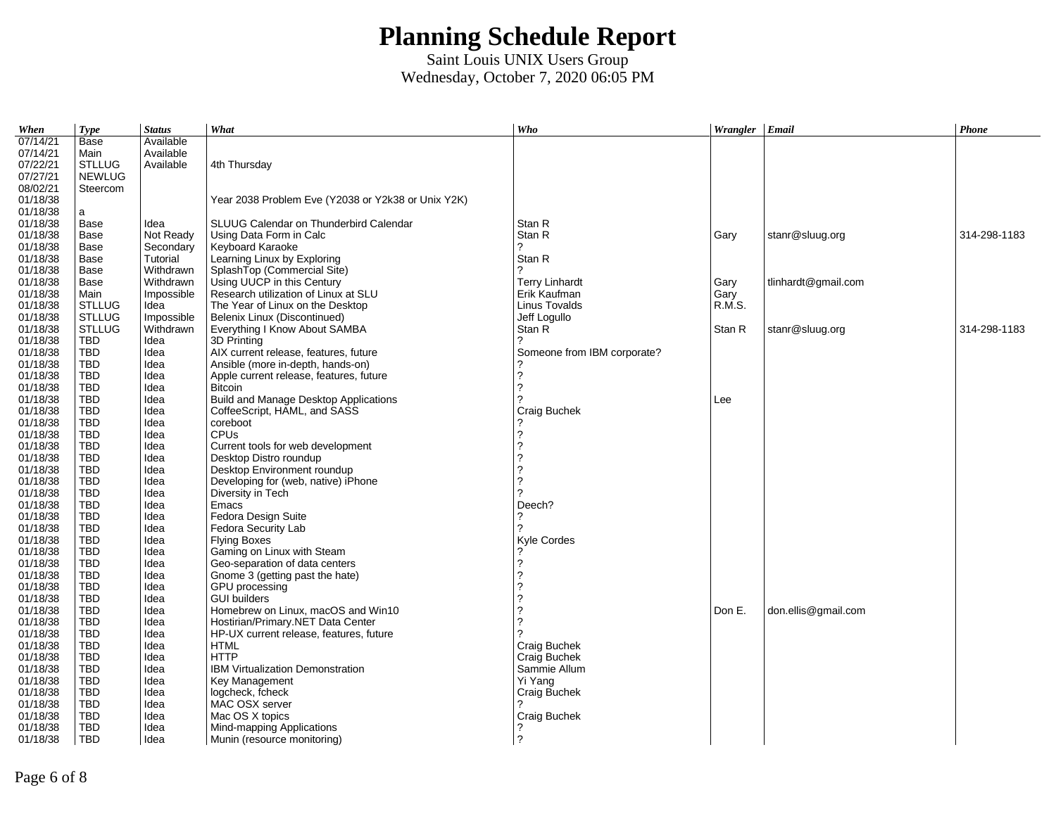# Planning Schedule Report

Saint Louis UNIX Users Group
Wednesday, October 7, 2020 06:05 PM

| When | Type | Status | What | Who | Wrangler | Email | Phone |
|---|---|---|---|---|---|---|---|
| 07/14/21 | Base | Available | | | | | |
| 07/14/21 | Main | Available | | | | | |
| 07/22/21 | STLLUG | Available | 4th Thursday | | | | |
| 07/27/21 | NEWLUG | | | | | | |
| 08/02/21 | Steercom | | | | | | |
| 01/18/38 | | | Year 2038 Problem Eve (Y2038 or Y2k38 or Unix Y2K) | | | | |
| 01/18/38 | a | | | | | | |
| 01/18/38 | Base | Idea | SLUUG Calendar on Thunderbird Calendar | Stan R | | | |
| 01/18/38 | Base | Not Ready | Using Data Form in Calc | Stan R | Gary | stanr@sluug.org | 314-298-1183 |
| 01/18/38 | Base | Secondary | Keyboard Karaoke | ? | | | |
| 01/18/38 | Base | Tutorial | Learning Linux by Exploring | Stan R | | | |
| 01/18/38 | Base | Withdrawn | SplashTop (Commercial Site) | ? | | | |
| 01/18/38 | Base | Withdrawn | Using UUCP in this Century | Terry Linhardt | Gary | tlinhardt@gmail.com | |
| 01/18/38 | Main | Impossible | Research utilization of Linux at SLU | Erik Kaufman | Gary | | |
| 01/18/38 | STLLUG | Idea | The Year of Linux on the Desktop | Linus Tovalds | R.M.S. | | |
| 01/18/38 | STLLUG | Impossible | Belenix Linux (Discontinued) | Jeff Logullo | | | |
| 01/18/38 | STLLUG | Withdrawn | Everything I Know About SAMBA | Stan R | Stan R | stanr@sluug.org | 314-298-1183 |
| 01/18/38 | TBD | Idea | 3D Printing | ? | | | |
| 01/18/38 | TBD | Idea | AIX current release, features, future | Someone from IBM corporate? | | | |
| 01/18/38 | TBD | Idea | Ansible (more in-depth, hands-on) | ? | | | |
| 01/18/38 | TBD | Idea | Apple current release, features, future | ? | | | |
| 01/18/38 | TBD | Idea | Bitcoin | ? | | | |
| 01/18/38 | TBD | Idea | Build and Manage Desktop Applications | ? | Lee | | |
| 01/18/38 | TBD | Idea | CoffeeScript, HAML, and SASS | Craig Buchek | | | |
| 01/18/38 | TBD | Idea | coreboot | ? | | | |
| 01/18/38 | TBD | Idea | CPUs | ? | | | |
| 01/18/38 | TBD | Idea | Current tools for web development | ? | | | |
| 01/18/38 | TBD | Idea | Desktop Distro roundup | ? | | | |
| 01/18/38 | TBD | Idea | Desktop Environment roundup | ? | | | |
| 01/18/38 | TBD | Idea | Developing for (web, native) iPhone | ? | | | |
| 01/18/38 | TBD | Idea | Diversity in Tech | ? | | | |
| 01/18/38 | TBD | Idea | Emacs | Deech? | | | |
| 01/18/38 | TBD | Idea | Fedora Design Suite | ? | | | |
| 01/18/38 | TBD | Idea | Fedora Security Lab | ? | | | |
| 01/18/38 | TBD | Idea | Flying Boxes | Kyle Cordes | | | |
| 01/18/38 | TBD | Idea | Gaming on Linux with Steam | ? | | | |
| 01/18/38 | TBD | Idea | Geo-separation of data centers | ? | | | |
| 01/18/38 | TBD | Idea | Gnome 3 (getting past the hate) | ? | | | |
| 01/18/38 | TBD | Idea | GPU processing | ? | | | |
| 01/18/38 | TBD | Idea | GUI builders | ? | | | |
| 01/18/38 | TBD | Idea | Homebrew on Linux, macOS and Win10 | ? | Don E. | don.ellis@gmail.com | |
| 01/18/38 | TBD | Idea | Hostirian/Primary.NET Data Center | ? | | | |
| 01/18/38 | TBD | Idea | HP-UX current release, features, future | ? | | | |
| 01/18/38 | TBD | Idea | HTML | Craig Buchek | | | |
| 01/18/38 | TBD | Idea | HTTP | Craig Buchek | | | |
| 01/18/38 | TBD | Idea | IBM Virtualization Demonstration | Sammie Allum | | | |
| 01/18/38 | TBD | Idea | Key Management | Yi Yang | | | |
| 01/18/38 | TBD | Idea | logcheck, fcheck | Craig Buchek | | | |
| 01/18/38 | TBD | Idea | MAC OSX server | ? | | | |
| 01/18/38 | TBD | Idea | Mac OS X topics | Craig Buchek | | | |
| 01/18/38 | TBD | Idea | Mind-mapping Applications | ? | | | |
| 01/18/38 | TBD | Idea | Munin (resource monitoring) | ? | | | |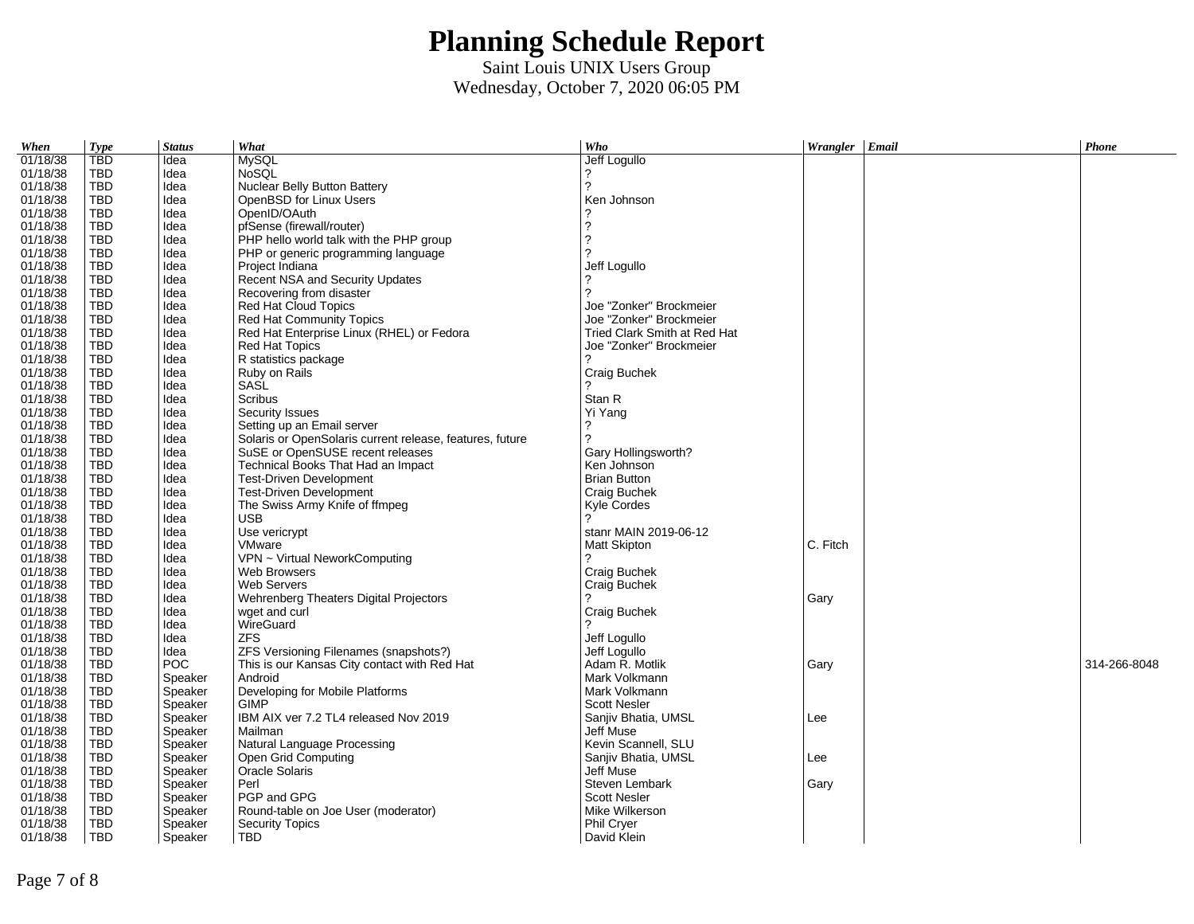# Planning Schedule Report

Saint Louis UNIX Users Group
Wednesday, October 7, 2020 06:05 PM

| When | Type | Status | What | Who | Wrangler | Email | Phone |
|---|---|---|---|---|---|---|---|
| 01/18/38 | TBD | Idea | MySQL | Jeff Logullo | | | |
| 01/18/38 | TBD | Idea | NoSQL | ? | | | |
| 01/18/38 | TBD | Idea | Nuclear Belly Button Battery | ? | | | |
| 01/18/38 | TBD | Idea | OpenBSD for Linux Users | Ken Johnson | | | |
| 01/18/38 | TBD | Idea | OpenID/OAuth | ? | | | |
| 01/18/38 | TBD | Idea | pfSense (firewall/router) | ? | | | |
| 01/18/38 | TBD | Idea | PHP hello world talk with the PHP group | ? | | | |
| 01/18/38 | TBD | Idea | PHP or generic programming language | ? | | | |
| 01/18/38 | TBD | Idea | Project Indiana | Jeff Logullo | | | |
| 01/18/38 | TBD | Idea | Recent NSA and Security Updates | ? | | | |
| 01/18/38 | TBD | Idea | Recovering from disaster | ? | | | |
| 01/18/38 | TBD | Idea | Red Hat Cloud Topics | Joe "Zonker" Brockmeier | | | |
| 01/18/38 | TBD | Idea | Red Hat Community Topics | Joe "Zonker" Brockmeier | | | |
| 01/18/38 | TBD | Idea | Red Hat Enterprise Linux (RHEL) or Fedora | Tried Clark Smith at Red Hat | | | |
| 01/18/38 | TBD | Idea | Red Hat Topics | Joe "Zonker" Brockmeier | | | |
| 01/18/38 | TBD | Idea | R statistics package | ? | | | |
| 01/18/38 | TBD | Idea | Ruby on Rails | Craig Buchek | | | |
| 01/18/38 | TBD | Idea | SASL | ? | | | |
| 01/18/38 | TBD | Idea | Scribus | Stan R | | | |
| 01/18/38 | TBD | Idea | Security Issues | Yi Yang | | | |
| 01/18/38 | TBD | Idea | Setting up an Email server | ? | | | |
| 01/18/38 | TBD | Idea | Solaris or OpenSolaris current release, features, future | ? | | | |
| 01/18/38 | TBD | Idea | SuSE or OpenSUSE recent releases | Gary Hollingsworth? | | | |
| 01/18/38 | TBD | Idea | Technical Books That Had an Impact | Ken Johnson | | | |
| 01/18/38 | TBD | Idea | Test-Driven Development | Brian Button | | | |
| 01/18/38 | TBD | Idea | Test-Driven Development | Craig Buchek | | | |
| 01/18/38 | TBD | Idea | The Swiss Army Knife of ffmpeg | Kyle Cordes | | | |
| 01/18/38 | TBD | Idea | USB | ? | | | |
| 01/18/38 | TBD | Idea | Use vericrypt | stanr MAIN 2019-06-12 | | | |
| 01/18/38 | TBD | Idea | VMware | Matt Skipton | C. Fitch | | |
| 01/18/38 | TBD | Idea | VPN ~ Virtual NeworkComputing | ? | | | |
| 01/18/38 | TBD | Idea | Web Browsers | Craig Buchek | | | |
| 01/18/38 | TBD | Idea | Web Servers | Craig Buchek | | | |
| 01/18/38 | TBD | Idea | Wehrenberg Theaters Digital Projectors | ? | Gary | | |
| 01/18/38 | TBD | Idea | wget and curl | Craig Buchek | | | |
| 01/18/38 | TBD | Idea | WireGuard | ? | | | |
| 01/18/38 | TBD | Idea | ZFS | Jeff Logullo | | | |
| 01/18/38 | TBD | Idea | ZFS Versioning Filenames (snapshots?) | Jeff Logullo | | | |
| 01/18/38 | TBD | POC | This is our Kansas City contact with Red Hat | Adam R. Motlik | Gary | | 314-266-8048 |
| 01/18/38 | TBD | Speaker | Android | Mark Volkmann | | | |
| 01/18/38 | TBD | Speaker | Developing for Mobile Platforms | Mark Volkmann | | | |
| 01/18/38 | TBD | Speaker | GIMP | Scott Nesler | | | |
| 01/18/38 | TBD | Speaker | IBM AIX ver 7.2 TL4 released Nov 2019 | Sanjiv Bhatia, UMSL | Lee | | |
| 01/18/38 | TBD | Speaker | Mailman | Jeff Muse | | | |
| 01/18/38 | TBD | Speaker | Natural Language Processing | Kevin Scannell, SLU | | | |
| 01/18/38 | TBD | Speaker | Open Grid Computing | Sanjiv Bhatia, UMSL | Lee | | |
| 01/18/38 | TBD | Speaker | Oracle Solaris | Jeff Muse | | | |
| 01/18/38 | TBD | Speaker | Perl | Steven Lembark | Gary | | |
| 01/18/38 | TBD | Speaker | PGP and GPG | Scott Nesler | | | |
| 01/18/38 | TBD | Speaker | Round-table on Joe User (moderator) | Mike Wilkerson | | | |
| 01/18/38 | TBD | Speaker | Security Topics | Phil Cryer | | | |
| 01/18/38 | TBD | Speaker | TBD | David Klein | | | |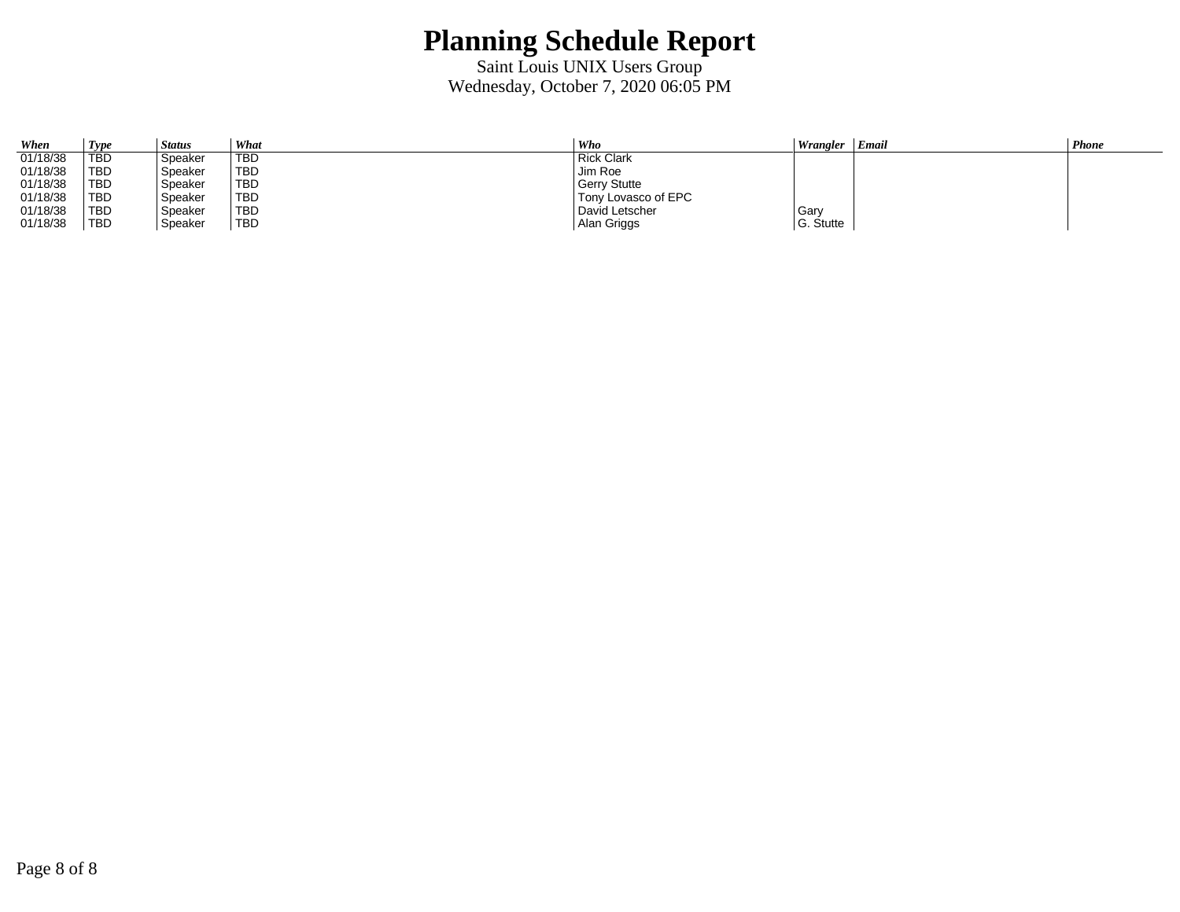# Planning Schedule Report

Saint Louis UNIX Users Group

Wednesday, October 7, 2020 06:05 PM

| *When* | *Type* | *Status* | *What* | *Who* | *Wrangler* | *Email* | *Phone* |
|---|---|---|---|---|---|---|---|
| 01/18/38 | TBD | Speaker | TBD | Rick Clark | | | |
| 01/18/38 | TBD | Speaker | TBD | Jim Roe | | | |
| 01/18/38 | TBD | Speaker | TBD | Gerry Stutte | | | |
| 01/18/38 | TBD | Speaker | TBD | Tony Lovasco of EPC | | | |
| 01/18/38 | TBD | Speaker | TBD | David Letscher | Gary | | |
| 01/18/38 | TBD | Speaker | TBD | Alan Griggs | G. Stutte | | |